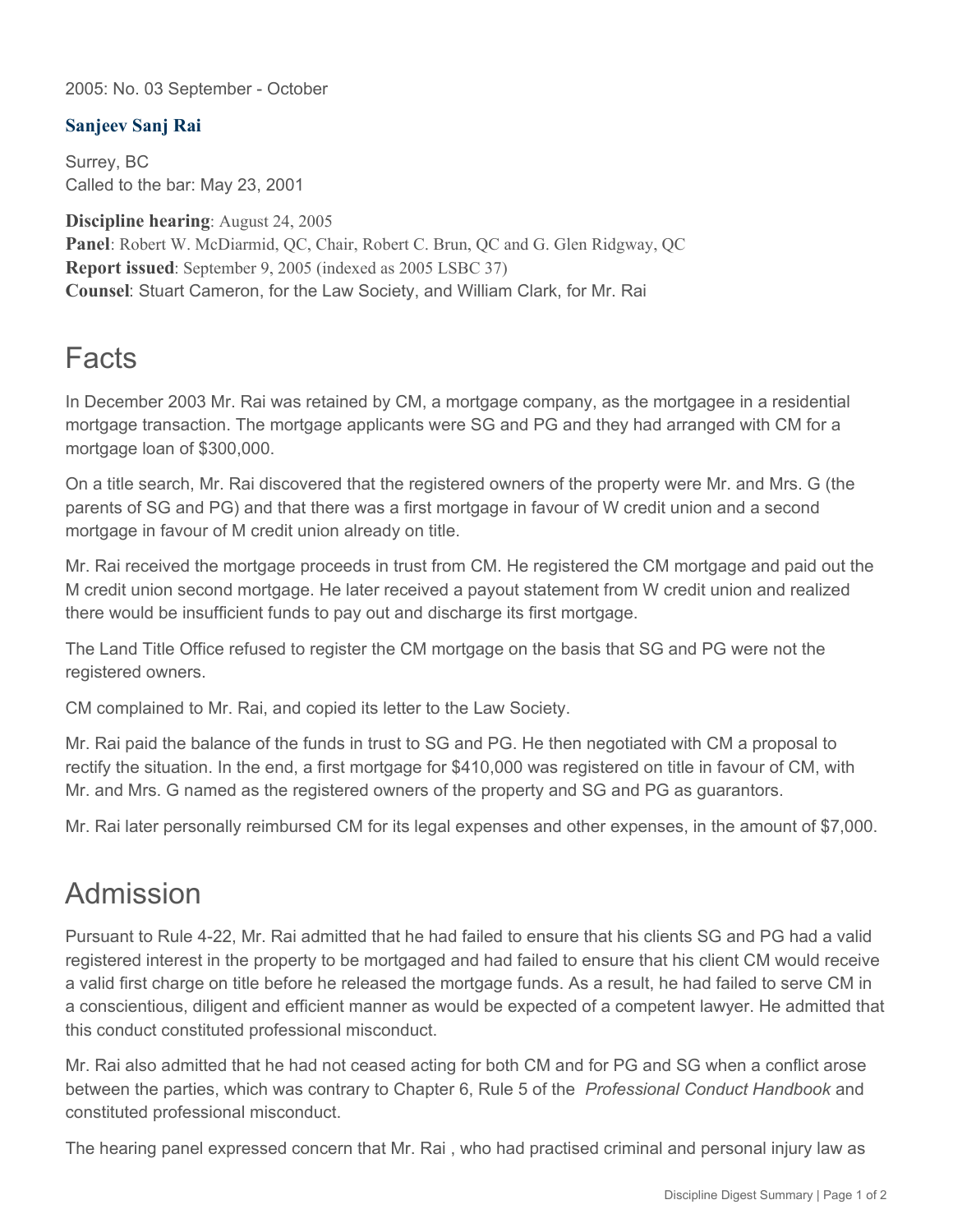2005: No. 03 September - October

**Sanjeev Sanj Rai**

Surrey, BC
Called to the bar: May 23, 2001

**Discipline hearing**: August 24, 2005
**Panel**: Robert W. McDiarmid, QC, Chair, Robert C. Brun, QC and G. Glen Ridgway, QC
**Report issued**: September 9, 2005 (indexed as 2005 LSBC 37)
**Counsel**: Stuart Cameron, for the Law Society, and William Clark, for Mr. Rai

## Facts

In December 2003 Mr. Rai was retained by CM, a mortgage company, as the mortgagee in a residential mortgage transaction. The mortgage applicants were SG and PG and they had arranged with CM for a mortgage loan of $300,000.

On a title search, Mr. Rai discovered that the registered owners of the property were Mr. and Mrs. G (the parents of SG and PG) and that there was a first mortgage in favour of W credit union and a second mortgage in favour of M credit union already on title.

Mr. Rai received the mortgage proceeds in trust from CM. He registered the CM mortgage and paid out the M credit union second mortgage. He later received a payout statement from W credit union and realized there would be insufficient funds to pay out and discharge its first mortgage.

The Land Title Office refused to register the CM mortgage on the basis that SG and PG were not the registered owners.

CM complained to Mr. Rai, and copied its letter to the Law Society.

Mr. Rai paid the balance of the funds in trust to SG and PG. He then negotiated with CM a proposal to rectify the situation. In the end, a first mortgage for $410,000 was registered on title in favour of CM, with Mr. and Mrs. G named as the registered owners of the property and SG and PG as guarantors.

Mr. Rai later personally reimbursed CM for its legal expenses and other expenses, in the amount of $7,000.

## Admission

Pursuant to Rule 4-22, Mr. Rai admitted that he had failed to ensure that his clients SG and PG had a valid registered interest in the property to be mortgaged and had failed to ensure that his client CM would receive a valid first charge on title before he released the mortgage funds. As a result, he had failed to serve CM in a conscientious, diligent and efficient manner as would be expected of a competent lawyer. He admitted that this conduct constituted professional misconduct.

Mr. Rai also admitted that he had not ceased acting for both CM and for PG and SG when a conflict arose between the parties, which was contrary to Chapter 6, Rule 5 of the *Professional Conduct Handbook* and constituted professional misconduct.

The hearing panel expressed concern that Mr. Rai , who had practised criminal and personal injury law as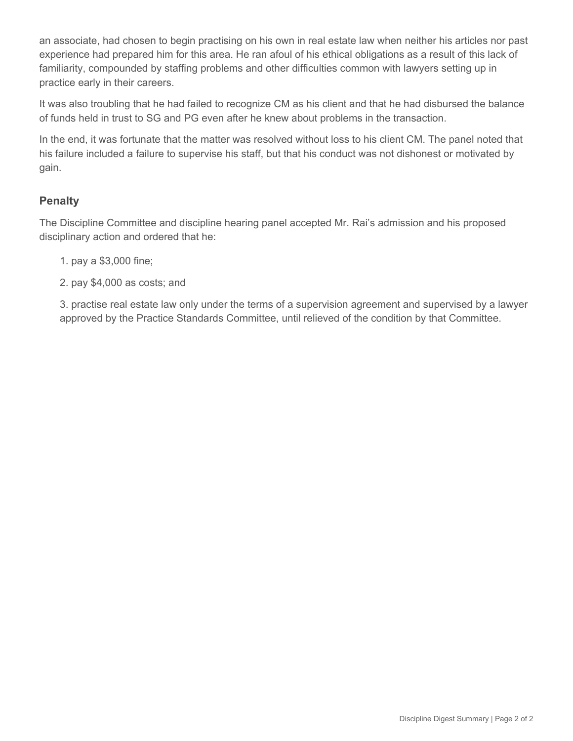an associate, had chosen to begin practising on his own in real estate law when neither his articles nor past experience had prepared him for this area. He ran afoul of his ethical obligations as a result of this lack of familiarity, compounded by staffing problems and other difficulties common with lawyers setting up in practice early in their careers.

It was also troubling that he had failed to recognize CM as his client and that he had disbursed the balance of funds held in trust to SG and PG even after he knew about problems in the transaction.

In the end, it was fortunate that the matter was resolved without loss to his client CM. The panel noted that his failure included a failure to supervise his staff, but that his conduct was not dishonest or motivated by gain.

## Penalty

The Discipline Committee and discipline hearing panel accepted Mr. Rai's admission and his proposed disciplinary action and ordered that he:

1. pay a $3,000 fine;

2. pay $4,000 as costs; and

3. practise real estate law only under the terms of a supervision agreement and supervised by a lawyer approved by the Practice Standards Committee, until relieved of the condition by that Committee.